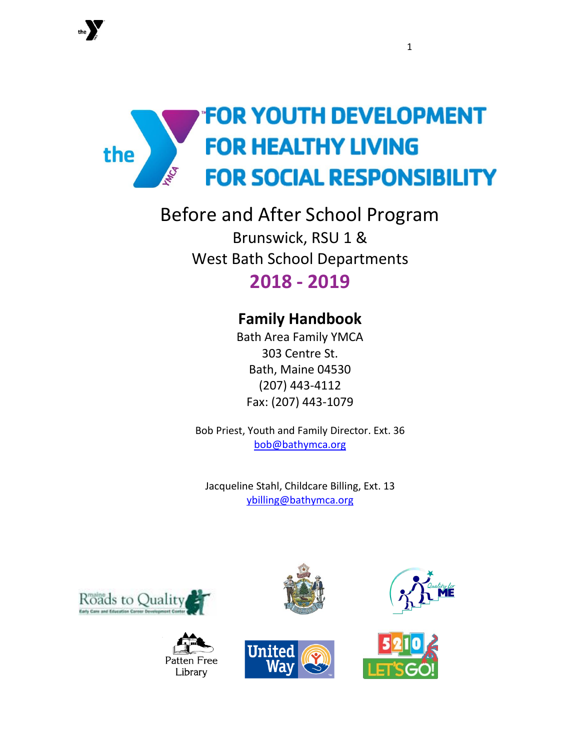FOR YOUTH DEVELOPMENT
FOR HEALTHY LIVING
FOR SOCIAL RESPONSIBILITY

# Before and After School Program

Brunswick, RSU 1 &
West Bath School Departments

## 2018 - 2019

## Family Handbook

Bath Area Family YMCA
303 Centre St.
Bath, Maine 04530
(207) 443-4112
Fax: (207) 443-1079

Bob Priest, Youth and Family Director. Ext. 36
bob@bathymca.org

Jacqueline Stahl, Childcare Billing, Ext. 13
ybilling@bathymca.org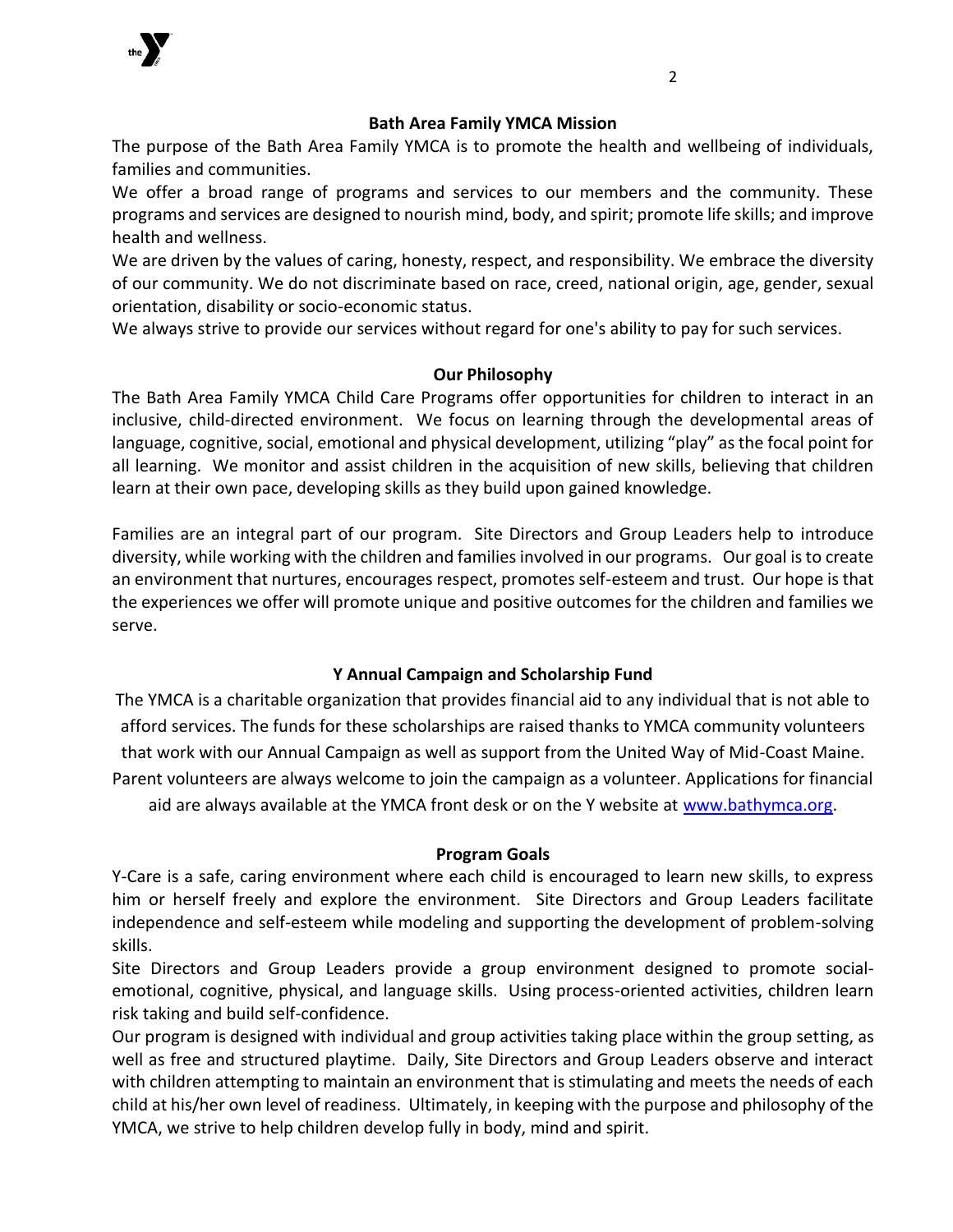## Bath Area Family YMCA Mission

The purpose of the Bath Area Family YMCA is to promote the health and wellbeing of individuals, families and communities.

We offer a broad range of programs and services to our members and the community. These programs and services are designed to nourish mind, body, and spirit; promote life skills; and improve health and wellness.

We are driven by the values of caring, honesty, respect, and responsibility. We embrace the diversity of our community. We do not discriminate based on race, creed, national origin, age, gender, sexual orientation, disability or socio-economic status.

We always strive to provide our services without regard for one's ability to pay for such services.

## Our Philosophy

The Bath Area Family YMCA Child Care Programs offer opportunities for children to interact in an inclusive, child-directed environment. We focus on learning through the developmental areas of language, cognitive, social, emotional and physical development, utilizing "play" as the focal point for all learning. We monitor and assist children in the acquisition of new skills, believing that children learn at their own pace, developing skills as they build upon gained knowledge.

Families are an integral part of our program. Site Directors and Group Leaders help to introduce diversity, while working with the children and families involved in our programs. Our goal is to create an environment that nurtures, encourages respect, promotes self-esteem and trust. Our hope is that the experiences we offer will promote unique and positive outcomes for the children and families we serve.

## Y Annual Campaign and Scholarship Fund

The YMCA is a charitable organization that provides financial aid to any individual that is not able to afford services. The funds for these scholarships are raised thanks to YMCA community volunteers that work with our Annual Campaign as well as support from the United Way of Mid-Coast Maine. Parent volunteers are always welcome to join the campaign as a volunteer. Applications for financial aid are always available at the YMCA front desk or on the Y website at www.bathymca.org.

## Program Goals

Y-Care is a safe, caring environment where each child is encouraged to learn new skills, to express him or herself freely and explore the environment. Site Directors and Group Leaders facilitate independence and self-esteem while modeling and supporting the development of problem-solving skills.

Site Directors and Group Leaders provide a group environment designed to promote social-emotional, cognitive, physical, and language skills. Using process-oriented activities, children learn risk taking and build self-confidence.

Our program is designed with individual and group activities taking place within the group setting, as well as free and structured playtime. Daily, Site Directors and Group Leaders observe and interact with children attempting to maintain an environment that is stimulating and meets the needs of each child at his/her own level of readiness. Ultimately, in keeping with the purpose and philosophy of the YMCA, we strive to help children develop fully in body, mind and spirit.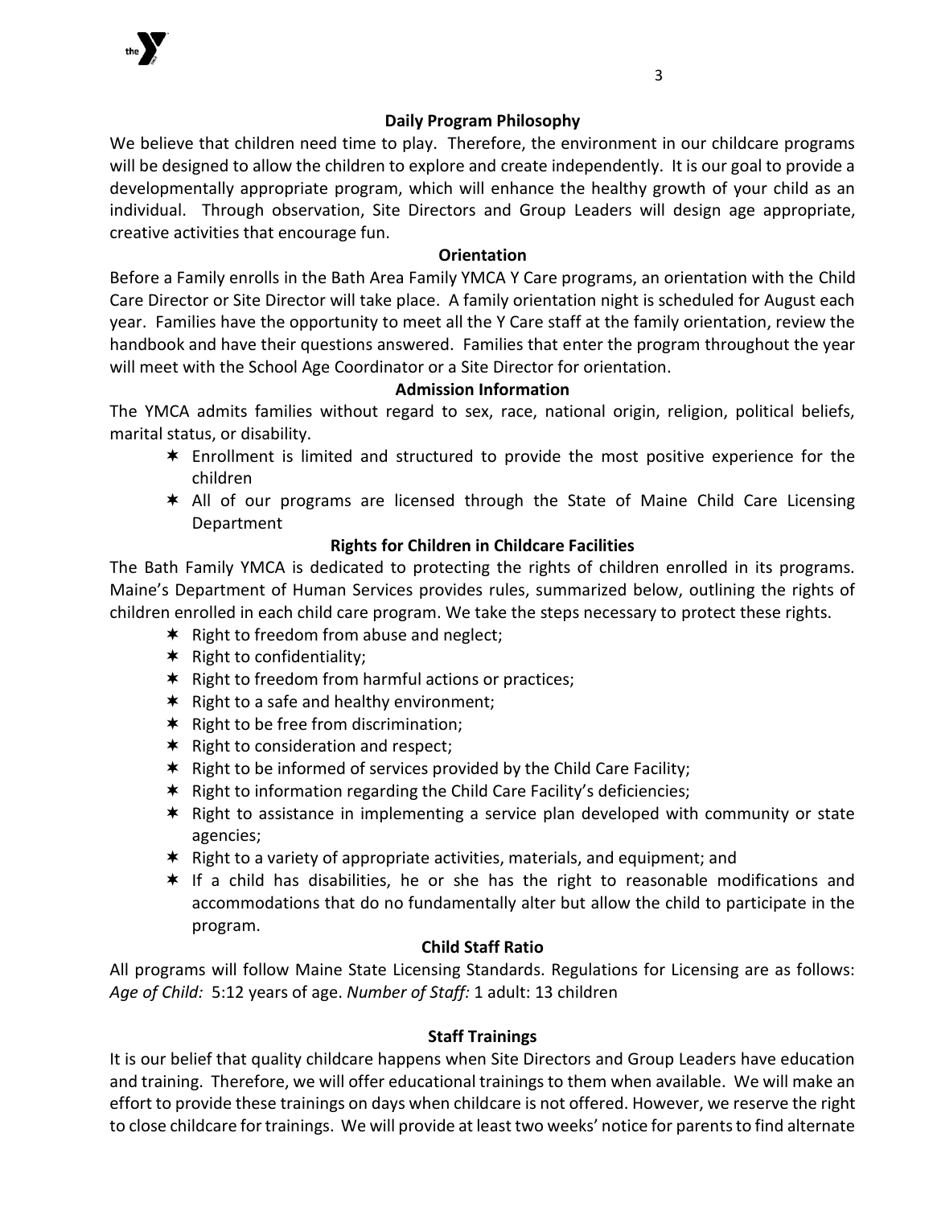### Daily Program Philosophy

We believe that children need time to play. Therefore, the environment in our childcare programs will be designed to allow the children to explore and create independently. It is our goal to provide a developmentally appropriate program, which will enhance the healthy growth of your child as an individual. Through observation, Site Directors and Group Leaders will design age appropriate, creative activities that encourage fun.

### Orientation

Before a Family enrolls in the Bath Area Family YMCA Y Care programs, an orientation with the Child Care Director or Site Director will take place. A family orientation night is scheduled for August each year. Families have the opportunity to meet all the Y Care staff at the family orientation, review the handbook and have their questions answered. Families that enter the program throughout the year will meet with the School Age Coordinator or a Site Director for orientation.

### Admission Information

The YMCA admits families without regard to sex, race, national origin, religion, political beliefs, marital status, or disability.

- Enrollment is limited and structured to provide the most positive experience for the children
- All of our programs are licensed through the State of Maine Child Care Licensing Department

### Rights for Children in Childcare Facilities

The Bath Family YMCA is dedicated to protecting the rights of children enrolled in its programs. Maine's Department of Human Services provides rules, summarized below, outlining the rights of children enrolled in each child care program. We take the steps necessary to protect these rights.

- Right to freedom from abuse and neglect;
- Right to confidentiality;
- Right to freedom from harmful actions or practices;
- Right to a safe and healthy environment;
- Right to be free from discrimination;
- Right to consideration and respect;
- Right to be informed of services provided by the Child Care Facility;
- Right to information regarding the Child Care Facility's deficiencies;
- Right to assistance in implementing a service plan developed with community or state agencies;
- Right to a variety of appropriate activities, materials, and equipment; and
- If a child has disabilities, he or she has the right to reasonable modifications and accommodations that do no fundamentally alter but allow the child to participate in the program.

### Child Staff Ratio

All programs will follow Maine State Licensing Standards. Regulations for Licensing are as follows: *Age of Child:* 5:12 years of age. *Number of Staff:* 1 adult: 13 children

### Staff Trainings

It is our belief that quality childcare happens when Site Directors and Group Leaders have education and training. Therefore, we will offer educational trainings to them when available. We will make an effort to provide these trainings on days when childcare is not offered. However, we reserve the right to close childcare for trainings. We will provide at least two weeks' notice for parents to find alternate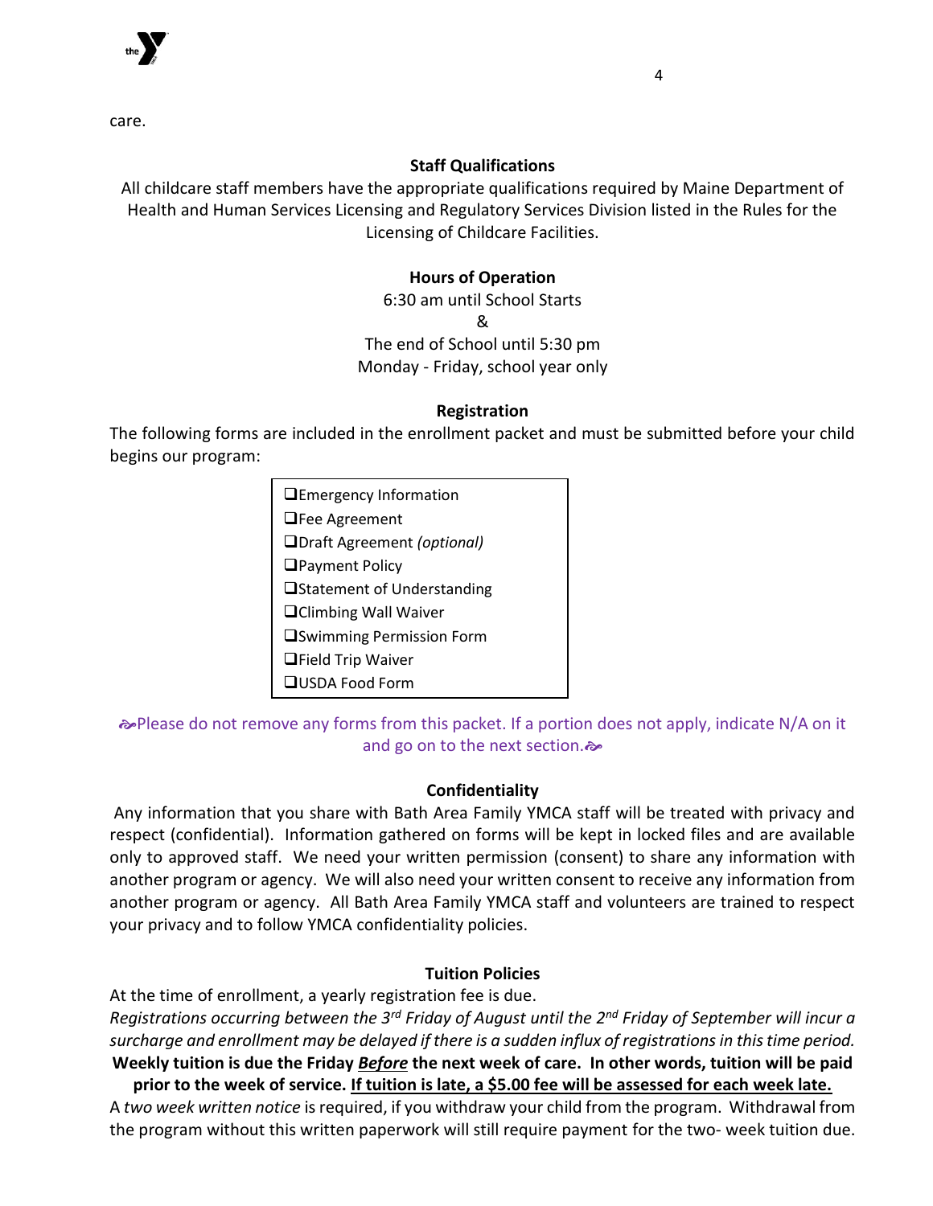care.

## Staff Qualifications

All childcare staff members have the appropriate qualifications required by Maine Department of Health and Human Services Licensing and Regulatory Services Division listed in the Rules for the Licensing of Childcare Facilities.

## Hours of Operation

6:30 am until School Starts

&

The end of School until 5:30 pm

Monday - Friday, school year only

## Registration

The following forms are included in the enrollment packet and must be submitted before your child begins our program:

- ❑Emergency Information
- ❑Fee Agreement
- ❑Draft Agreement *(optional)*
- ❑Payment Policy
- ❑Statement of Understanding
- ❑Climbing Wall Waiver
- ❑Swimming Permission Form
- ❑Field Trip Waiver
- ❑USDA Food Form

Please do not remove any forms from this packet. If a portion does not apply, indicate N/A on it and go on to the next section.

## Confidentiality

Any information that you share with Bath Area Family YMCA staff will be treated with privacy and respect (confidential). Information gathered on forms will be kept in locked files and are available only to approved staff. We need your written permission (consent) to share any information with another program or agency. We will also need your written consent to receive any information from another program or agency. All Bath Area Family YMCA staff and volunteers are trained to respect your privacy and to follow YMCA confidentiality policies.

## Tuition Policies

At the time of enrollment, a yearly registration fee is due.

*Registrations occurring between the 3rd Friday of August until the 2nd Friday of September will incur a surcharge and enrollment may be delayed if there is a sudden influx of registrations in this time period.*

**Weekly tuition is due the Friday _Before_ the next week of care. In other words, tuition will be paid prior to the week of service. <u>If tuition is late, a $5.00 fee will be assessed for each week late.</u>**

A *two week written notice* is required, if you withdraw your child from the program. Withdrawal from the program without this written paperwork will still require payment for the two- week tuition due.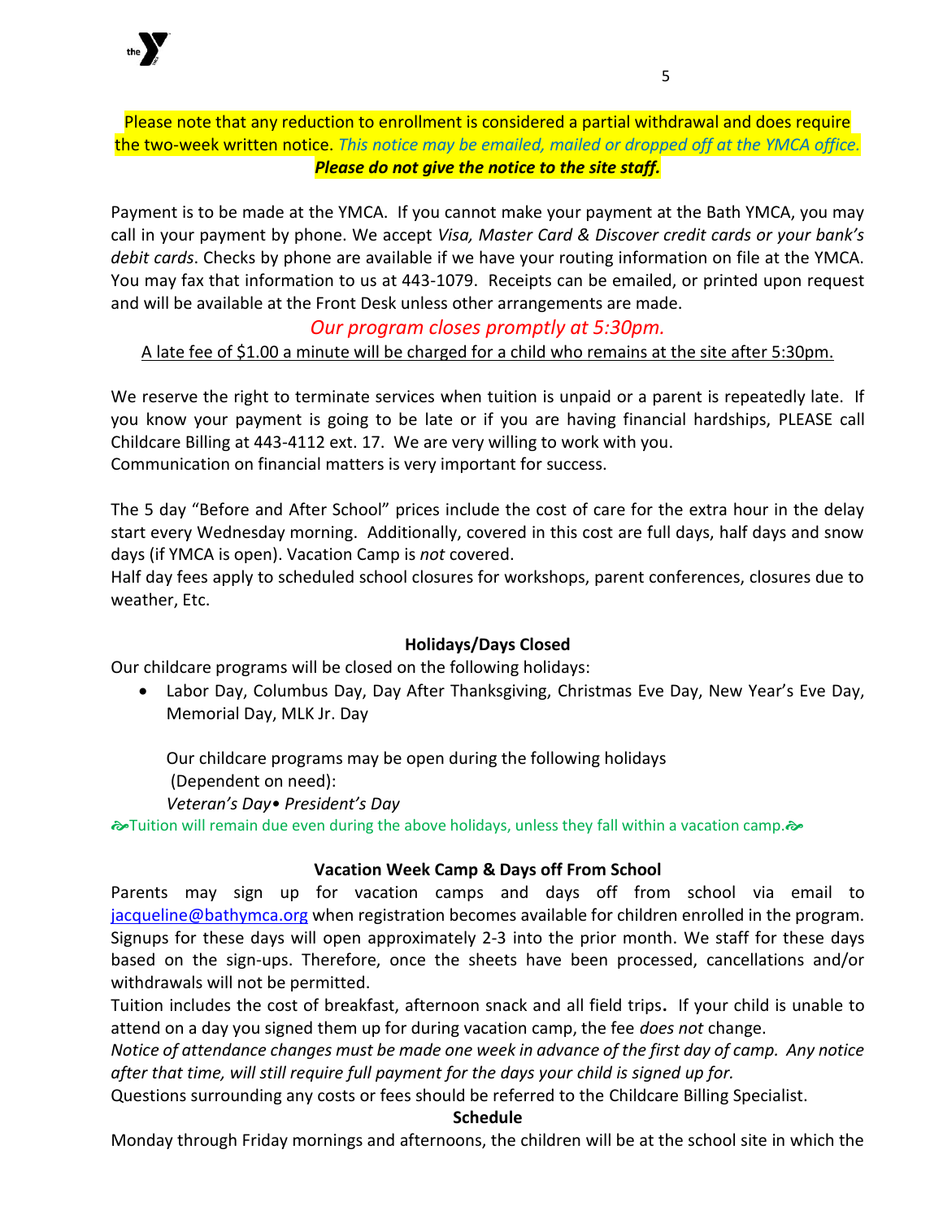Please note that any reduction to enrollment is considered a partial withdrawal and does require the two-week written notice. *This notice may be emailed, mailed or dropped off at the YMCA office.* ***Please do not give the notice to the site staff.***

Payment is to be made at the YMCA. If you cannot make your payment at the Bath YMCA, you may call in your payment by phone. We accept *Visa, Master Card & Discover credit cards or your bank's debit cards*. Checks by phone are available if we have your routing information on file at the YMCA. You may fax that information to us at 443-1079. Receipts can be emailed, or printed upon request and will be available at the Front Desk unless other arrangements are made.

*Our program closes promptly at 5:30pm.*

A late fee of $1.00 a minute will be charged for a child who remains at the site after 5:30pm.

We reserve the right to terminate services when tuition is unpaid or a parent is repeatedly late. If you know your payment is going to be late or if you are having financial hardships, PLEASE call Childcare Billing at 443-4112 ext. 17. We are very willing to work with you.
Communication on financial matters is very important for success.

The 5 day "Before and After School" prices include the cost of care for the extra hour in the delay start every Wednesday morning. Additionally, covered in this cost are full days, half days and snow days (if YMCA is open). Vacation Camp is *not* covered.
Half day fees apply to scheduled school closures for workshops, parent conferences, closures due to weather, Etc.

### Holidays/Days Closed

Our childcare programs will be closed on the following holidays:

- Labor Day, Columbus Day, Day After Thanksgiving, Christmas Eve Day, New Year's Eve Day, Memorial Day, MLK Jr. Day

  Our childcare programs may be open during the following holidays
  (Dependent on need):
  *Veteran's Day• President's Day*

Tuition will remain due even during the above holidays, unless they fall within a vacation camp.

### Vacation Week Camp & Days off From School

Parents may sign up for vacation camps and days off from school via email to jacqueline@bathymca.org when registration becomes available for children enrolled in the program. Signups for these days will open approximately 2-3 into the prior month. We staff for these days based on the sign-ups. Therefore, once the sheets have been processed, cancellations and/or withdrawals will not be permitted.
Tuition includes the cost of breakfast, afternoon snack and all field trips. If your child is unable to attend on a day you signed them up for during vacation camp, the fee *does not* change.
*Notice of attendance changes must be made one week in advance of the first day of camp. Any notice after that time, will still require full payment for the days your child is signed up for.*
Questions surrounding any costs or fees should be referred to the Childcare Billing Specialist.

### Schedule

Monday through Friday mornings and afternoons, the children will be at the school site in which the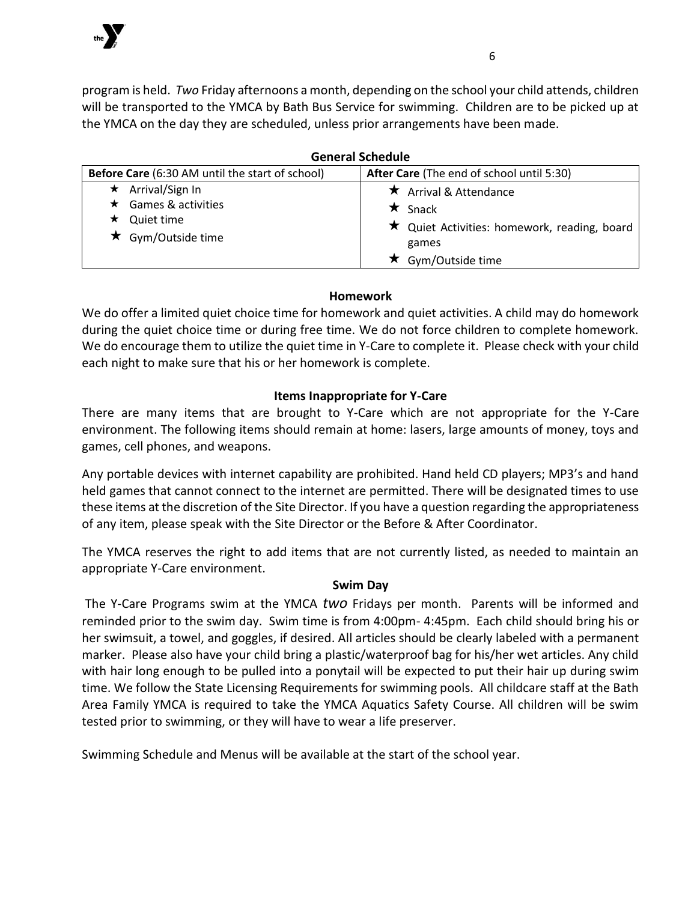program is held. *Two* Friday afternoons a month, depending on the school your child attends, children will be transported to the YMCA by Bath Bus Service for swimming. Children are to be picked up at the YMCA on the day they are scheduled, unless prior arrangements have been made.

**General Schedule**

| **Before Care** (6:30 AM until the start of school) | **After Care** (The end of school until 5:30) |
|---|---|
| ★ Arrival/Sign In<br>★ Games & activities<br>★ Quiet time<br>★ Gym/Outside time | ★ Arrival & Attendance<br>★ Snack<br>★ Quiet Activities: homework, reading, board games<br>★ Gym/Outside time |

**Homework**

We do offer a limited quiet choice time for homework and quiet activities. A child may do homework during the quiet choice time or during free time. We do not force children to complete homework. We do encourage them to utilize the quiet time in Y-Care to complete it. Please check with your child each night to make sure that his or her homework is complete.

**Items Inappropriate for Y-Care**

There are many items that are brought to Y-Care which are not appropriate for the Y-Care environment. The following items should remain at home: lasers, large amounts of money, toys and games, cell phones, and weapons.

Any portable devices with internet capability are prohibited. Hand held CD players; MP3's and hand held games that cannot connect to the internet are permitted. There will be designated times to use these items at the discretion of the Site Director. If you have a question regarding the appropriateness of any item, please speak with the Site Director or the Before & After Coordinator.

The YMCA reserves the right to add items that are not currently listed, as needed to maintain an appropriate Y-Care environment.

**Swim Day**

The Y-Care Programs swim at the YMCA *two* Fridays per month. Parents will be informed and reminded prior to the swim day. Swim time is from 4:00pm- 4:45pm. Each child should bring his or her swimsuit, a towel, and goggles, if desired. All articles should be clearly labeled with a permanent marker. Please also have your child bring a plastic/waterproof bag for his/her wet articles. Any child with hair long enough to be pulled into a ponytail will be expected to put their hair up during swim time. We follow the State Licensing Requirements for swimming pools. All childcare staff at the Bath Area Family YMCA is required to take the YMCA Aquatics Safety Course. All children will be swim tested prior to swimming, or they will have to wear a life preserver.

Swimming Schedule and Menus will be available at the start of the school year.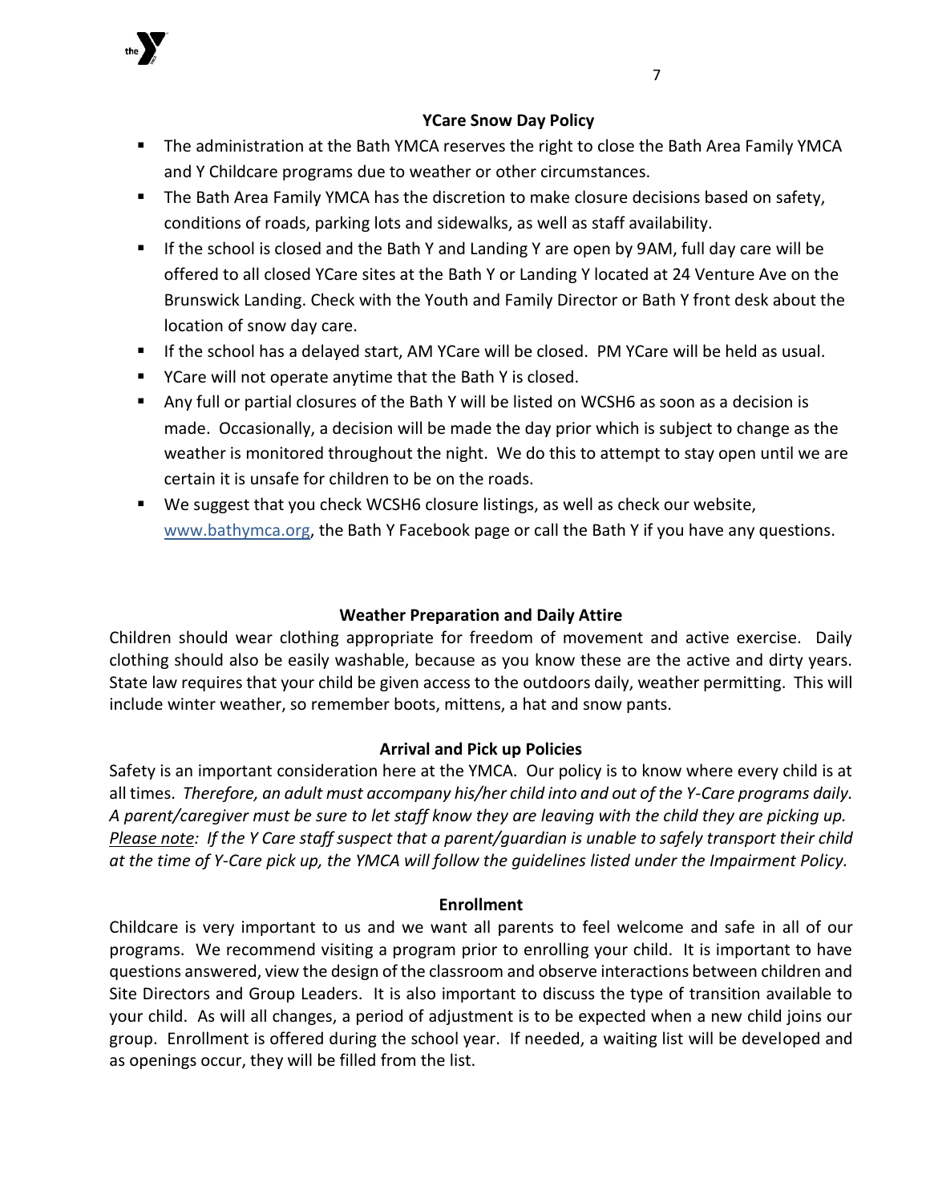## YCare Snow Day Policy

- The administration at the Bath YMCA reserves the right to close the Bath Area Family YMCA and Y Childcare programs due to weather or other circumstances.
- The Bath Area Family YMCA has the discretion to make closure decisions based on safety, conditions of roads, parking lots and sidewalks, as well as staff availability.
- If the school is closed and the Bath Y and Landing Y are open by 9AM, full day care will be offered to all closed YCare sites at the Bath Y or Landing Y located at 24 Venture Ave on the Brunswick Landing. Check with the Youth and Family Director or Bath Y front desk about the location of snow day care.
- If the school has a delayed start, AM YCare will be closed. PM YCare will be held as usual.
- YCare will not operate anytime that the Bath Y is closed.
- Any full or partial closures of the Bath Y will be listed on WCSH6 as soon as a decision is made. Occasionally, a decision will be made the day prior which is subject to change as the weather is monitored throughout the night. We do this to attempt to stay open until we are certain it is unsafe for children to be on the roads.
- We suggest that you check WCSH6 closure listings, as well as check our website, www.bathymca.org, the Bath Y Facebook page or call the Bath Y if you have any questions.

## Weather Preparation and Daily Attire

Children should wear clothing appropriate for freedom of movement and active exercise. Daily clothing should also be easily washable, because as you know these are the active and dirty years. State law requires that your child be given access to the outdoors daily, weather permitting. This will include winter weather, so remember boots, mittens, a hat and snow pants.

## Arrival and Pick up Policies

Safety is an important consideration here at the YMCA. Our policy is to know where every child is at all times. *Therefore, an adult must accompany his/her child into and out of the Y-Care programs daily. A parent/caregiver must be sure to let staff know they are leaving with the child they are picking up.* *<u>Please note</u>: If the Y Care staff suspect that a parent/guardian is unable to safely transport their child at the time of Y-Care pick up, the YMCA will follow the guidelines listed under the Impairment Policy.*

## Enrollment

Childcare is very important to us and we want all parents to feel welcome and safe in all of our programs. We recommend visiting a program prior to enrolling your child. It is important to have questions answered, view the design of the classroom and observe interactions between children and Site Directors and Group Leaders. It is also important to discuss the type of transition available to your child. As will all changes, a period of adjustment is to be expected when a new child joins our group. Enrollment is offered during the school year. If needed, a waiting list will be developed and as openings occur, they will be filled from the list.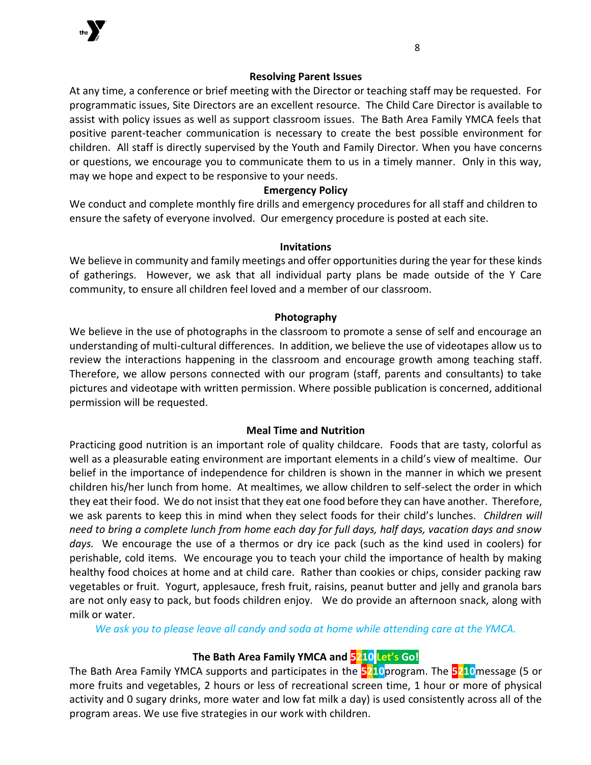## Resolving Parent Issues

At any time, a conference or brief meeting with the Director or teaching staff may be requested. For programmatic issues, Site Directors are an excellent resource. The Child Care Director is available to assist with policy issues as well as support classroom issues. The Bath Area Family YMCA feels that positive parent-teacher communication is necessary to create the best possible environment for children. All staff is directly supervised by the Youth and Family Director. When you have concerns or questions, we encourage you to communicate them to us in a timely manner. Only in this way, may we hope and expect to be responsive to your needs.

## Emergency Policy

We conduct and complete monthly fire drills and emergency procedures for all staff and children to ensure the safety of everyone involved. Our emergency procedure is posted at each site.

## Invitations

We believe in community and family meetings and offer opportunities during the year for these kinds of gatherings. However, we ask that all individual party plans be made outside of the Y Care community, to ensure all children feel loved and a member of our classroom.

## Photography

We believe in the use of photographs in the classroom to promote a sense of self and encourage an understanding of multi-cultural differences. In addition, we believe the use of videotapes allow us to review the interactions happening in the classroom and encourage growth among teaching staff. Therefore, we allow persons connected with our program (staff, parents and consultants) to take pictures and videotape with written permission. Where possible publication is concerned, additional permission will be requested.

## Meal Time and Nutrition

Practicing good nutrition is an important role of quality childcare. Foods that are tasty, colorful as well as a pleasurable eating environment are important elements in a child's view of mealtime. Our belief in the importance of independence for children is shown in the manner in which we present children his/her lunch from home. At mealtimes, we allow children to self-select the order in which they eat their food. We do not insist that they eat one food before they can have another. Therefore, we ask parents to keep this in mind when they select foods for their child's lunches. *Children will need to bring a complete lunch from home each day for full days, half days, vacation days and snow days.* We encourage the use of a thermos or dry ice pack (such as the kind used in coolers) for perishable, cold items. We encourage you to teach your child the importance of health by making healthy food choices at home and at child care. Rather than cookies or chips, consider packing raw vegetables or fruit. Yogurt, applesauce, fresh fruit, raisins, peanut butter and jelly and granola bars are not only easy to pack, but foods children enjoy. We do provide an afternoon snack, along with milk or water.

*We ask you to please leave all candy and soda at home while attending care at the YMCA.*

## The Bath Area Family YMCA and 5210 Let's Go!

The Bath Area Family YMCA supports and participates in the 5210 program. The 5210 message (5 or more fruits and vegetables, 2 hours or less of recreational screen time, 1 hour or more of physical activity and 0 sugary drinks, more water and low fat milk a day) is used consistently across all of the program areas. We use five strategies in our work with children.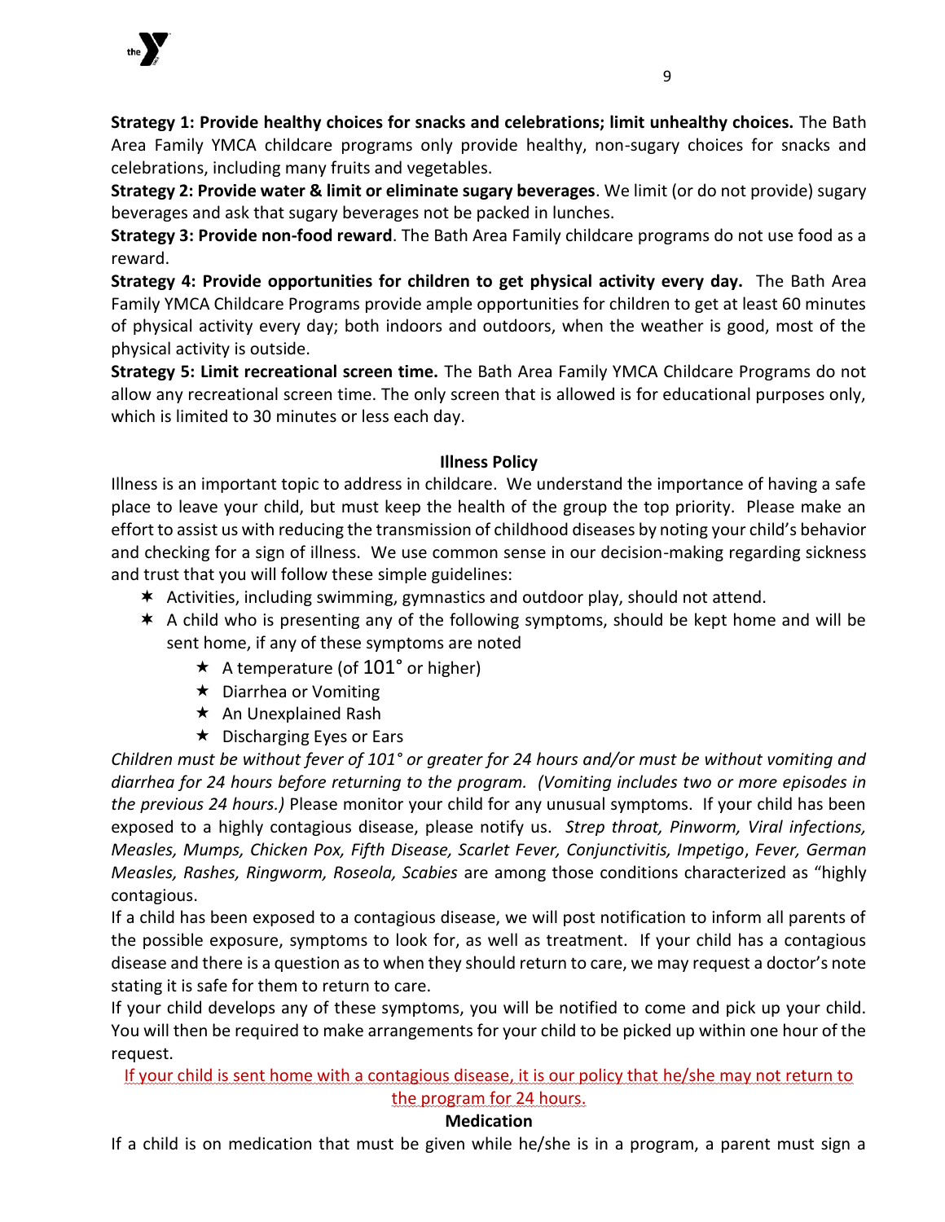**Strategy 1: Provide healthy choices for snacks and celebrations; limit unhealthy choices.** The Bath Area Family YMCA childcare programs only provide healthy, non-sugary choices for snacks and celebrations, including many fruits and vegetables.

**Strategy 2: Provide water & limit or eliminate sugary beverages**. We limit (or do not provide) sugary beverages and ask that sugary beverages not be packed in lunches.

**Strategy 3: Provide non-food reward**. The Bath Area Family childcare programs do not use food as a reward.

**Strategy 4: Provide opportunities for children to get physical activity every day.** The Bath Area Family YMCA Childcare Programs provide ample opportunities for children to get at least 60 minutes of physical activity every day; both indoors and outdoors, when the weather is good, most of the physical activity is outside.

**Strategy 5: Limit recreational screen time.** The Bath Area Family YMCA Childcare Programs do not allow any recreational screen time. The only screen that is allowed is for educational purposes only, which is limited to 30 minutes or less each day.

## Illness Policy

Illness is an important topic to address in childcare. We understand the importance of having a safe place to leave your child, but must keep the health of the group the top priority. Please make an effort to assist us with reducing the transmission of childhood diseases by noting your child's behavior and checking for a sign of illness. We use common sense in our decision-making regarding sickness and trust that you will follow these simple guidelines:

- Activities, including swimming, gymnastics and outdoor play, should not attend.
- A child who is presenting any of the following symptoms, should be kept home and will be sent home, if any of these symptoms are noted
  - A temperature (of 101° or higher)
  - Diarrhea or Vomiting
  - An Unexplained Rash
  - Discharging Eyes or Ears

*Children must be without fever of 101° or greater for 24 hours and/or must be without vomiting and diarrhea for 24 hours before returning to the program. (Vomiting includes two or more episodes in the previous 24 hours.)* Please monitor your child for any unusual symptoms. If your child has been exposed to a highly contagious disease, please notify us. *Strep throat, Pinworm, Viral infections, Measles, Mumps, Chicken Pox, Fifth Disease, Scarlet Fever, Conjunctivitis, Impetigo*, *Fever, German Measles, Rashes, Ringworm, Roseola, Scabies* are among those conditions characterized as "highly contagious.

If a child has been exposed to a contagious disease, we will post notification to inform all parents of the possible exposure, symptoms to look for, as well as treatment. If your child has a contagious disease and there is a question as to when they should return to care, we may request a doctor's note stating it is safe for them to return to care.

If your child develops any of these symptoms, you will be notified to come and pick up your child. You will then be required to make arrangements for your child to be picked up within one hour of the request.

If your child is sent home with a contagious disease, it is our policy that he/she may not return to the program for 24 hours.

## Medication

If a child is on medication that must be given while he/she is in a program, a parent must sign a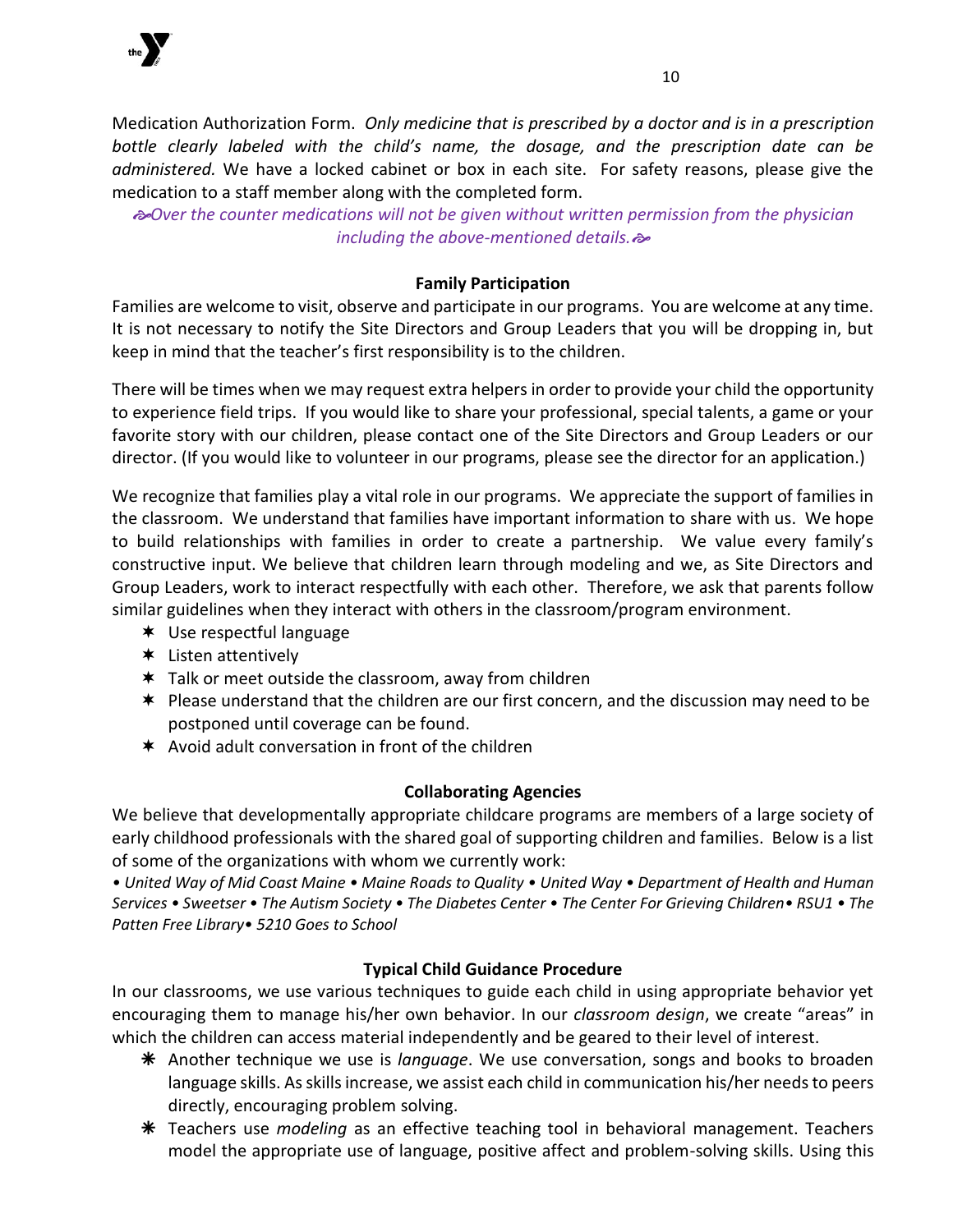Medication Authorization Form. *Only medicine that is prescribed by a doctor and is in a prescription bottle clearly labeled with the child's name, the dosage, and the prescription date can be administered.* We have a locked cabinet or box in each site. For safety reasons, please give the medication to a staff member along with the completed form.

*Over the counter medications will not be given without written permission from the physician including the above-mentioned details.*

## Family Participation

Families are welcome to visit, observe and participate in our programs. You are welcome at any time. It is not necessary to notify the Site Directors and Group Leaders that you will be dropping in, but keep in mind that the teacher's first responsibility is to the children.

There will be times when we may request extra helpers in order to provide your child the opportunity to experience field trips. If you would like to share your professional, special talents, a game or your favorite story with our children, please contact one of the Site Directors and Group Leaders or our director. (If you would like to volunteer in our programs, please see the director for an application.)

We recognize that families play a vital role in our programs. We appreciate the support of families in the classroom. We understand that families have important information to share with us. We hope to build relationships with families in order to create a partnership. We value every family's constructive input. We believe that children learn through modeling and we, as Site Directors and Group Leaders, work to interact respectfully with each other. Therefore, we ask that parents follow similar guidelines when they interact with others in the classroom/program environment.

- Use respectful language
- Listen attentively
- Talk or meet outside the classroom, away from children
- Please understand that the children are our first concern, and the discussion may need to be postponed until coverage can be found.
- Avoid adult conversation in front of the children

## Collaborating Agencies

We believe that developmentally appropriate childcare programs are members of a large society of early childhood professionals with the shared goal of supporting children and families. Below is a list of some of the organizations with whom we currently work:

*• United Way of Mid Coast Maine • Maine Roads to Quality • United Way • Department of Health and Human Services • Sweetser • The Autism Society • The Diabetes Center • The Center For Grieving Children• RSU1 • The Patten Free Library• 5210 Goes to School*

## Typical Child Guidance Procedure

In our classrooms, we use various techniques to guide each child in using appropriate behavior yet encouraging them to manage his/her own behavior. In our *classroom design*, we create "areas" in which the children can access material independently and be geared to their level of interest.

- Another technique we use is *language*. We use conversation, songs and books to broaden language skills. As skills increase, we assist each child in communication his/her needs to peers directly, encouraging problem solving.
- Teachers use *modeling* as an effective teaching tool in behavioral management. Teachers model the appropriate use of language, positive affect and problem-solving skills. Using this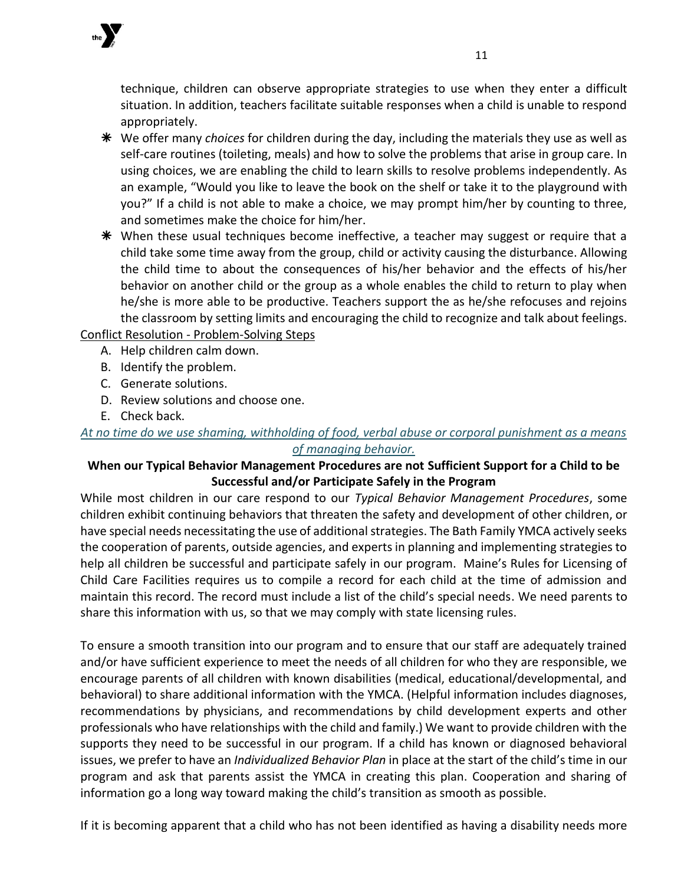technique, children can observe appropriate strategies to use when they enter a difficult situation. In addition, teachers facilitate suitable responses when a child is unable to respond appropriately.

- We offer many *choices* for children during the day, including the materials they use as well as self-care routines (toileting, meals) and how to solve the problems that arise in group care. In using choices, we are enabling the child to learn skills to resolve problems independently. As an example, "Would you like to leave the book on the shelf or take it to the playground with you?" If a child is not able to make a choice, we may prompt him/her by counting to three, and sometimes make the choice for him/her.
- When these usual techniques become ineffective, a teacher may suggest or require that a child take some time away from the group, child or activity causing the disturbance. Allowing the child time to about the consequences of his/her behavior and the effects of his/her behavior on another child or the group as a whole enables the child to return to play when he/she is more able to be productive. Teachers support the as he/she refocuses and rejoins the classroom by setting limits and encouraging the child to recognize and talk about feelings.

Conflict Resolution - Problem-Solving Steps

A. Help children calm down.
B. Identify the problem.
C. Generate solutions.
D. Review solutions and choose one.
E. Check back.

*At no time do we use shaming, withholding of food, verbal abuse or corporal punishment as a means of managing behavior.*

**When our Typical Behavior Management Procedures are not Sufficient Support for a Child to be Successful and/or Participate Safely in the Program**

While most children in our care respond to our *Typical Behavior Management Procedures*, some children exhibit continuing behaviors that threaten the safety and development of other children, or have special needs necessitating the use of additional strategies. The Bath Family YMCA actively seeks the cooperation of parents, outside agencies, and experts in planning and implementing strategies to help all children be successful and participate safely in our program. Maine's Rules for Licensing of Child Care Facilities requires us to compile a record for each child at the time of admission and maintain this record. The record must include a list of the child's special needs. We need parents to share this information with us, so that we may comply with state licensing rules.

To ensure a smooth transition into our program and to ensure that our staff are adequately trained and/or have sufficient experience to meet the needs of all children for who they are responsible, we encourage parents of all children with known disabilities (medical, educational/developmental, and behavioral) to share additional information with the YMCA. (Helpful information includes diagnoses, recommendations by physicians, and recommendations by child development experts and other professionals who have relationships with the child and family.) We want to provide children with the supports they need to be successful in our program. If a child has known or diagnosed behavioral issues, we prefer to have an *Individualized Behavior Plan* in place at the start of the child's time in our program and ask that parents assist the YMCA in creating this plan. Cooperation and sharing of information go a long way toward making the child's transition as smooth as possible.

If it is becoming apparent that a child who has not been identified as having a disability needs more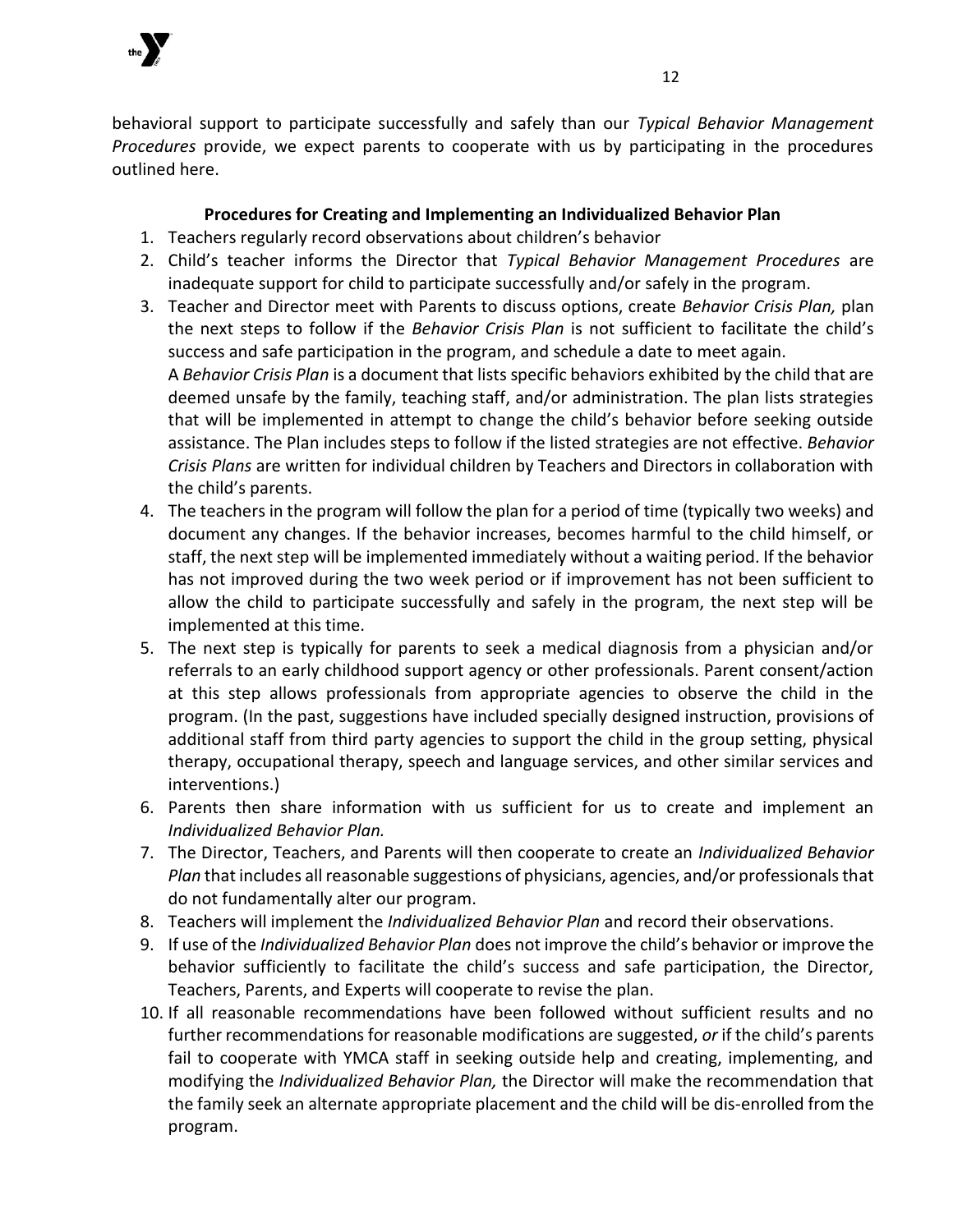behavioral support to participate successfully and safely than our *Typical Behavior Management Procedures* provide, we expect parents to cooperate with us by participating in the procedures outlined here.

**Procedures for Creating and Implementing an Individualized Behavior Plan**

1. Teachers regularly record observations about children's behavior
2. Child's teacher informs the Director that *Typical Behavior Management Procedures* are inadequate support for child to participate successfully and/or safely in the program.
3. Teacher and Director meet with Parents to discuss options, create *Behavior Crisis Plan,* plan the next steps to follow if the *Behavior Crisis Plan* is not sufficient to facilitate the child's success and safe participation in the program, and schedule a date to meet again.
   A *Behavior Crisis Plan* is a document that lists specific behaviors exhibited by the child that are deemed unsafe by the family, teaching staff, and/or administration. The plan lists strategies that will be implemented in attempt to change the child's behavior before seeking outside assistance. The Plan includes steps to follow if the listed strategies are not effective. *Behavior Crisis Plans* are written for individual children by Teachers and Directors in collaboration with the child's parents.
4. The teachers in the program will follow the plan for a period of time (typically two weeks) and document any changes. If the behavior increases, becomes harmful to the child himself, or staff, the next step will be implemented immediately without a waiting period. If the behavior has not improved during the two week period or if improvement has not been sufficient to allow the child to participate successfully and safely in the program, the next step will be implemented at this time.
5. The next step is typically for parents to seek a medical diagnosis from a physician and/or referrals to an early childhood support agency or other professionals. Parent consent/action at this step allows professionals from appropriate agencies to observe the child in the program. (In the past, suggestions have included specially designed instruction, provisions of additional staff from third party agencies to support the child in the group setting, physical therapy, occupational therapy, speech and language services, and other similar services and interventions.)
6. Parents then share information with us sufficient for us to create and implement an *Individualized Behavior Plan.*
7. The Director, Teachers, and Parents will then cooperate to create an *Individualized Behavior Plan* that includes all reasonable suggestions of physicians, agencies, and/or professionals that do not fundamentally alter our program.
8. Teachers will implement the *Individualized Behavior Plan* and record their observations.
9. If use of the *Individualized Behavior Plan* does not improve the child's behavior or improve the behavior sufficiently to facilitate the child's success and safe participation, the Director, Teachers, Parents, and Experts will cooperate to revise the plan.
10. If all reasonable recommendations have been followed without sufficient results and no further recommendations for reasonable modifications are suggested, *or* if the child's parents fail to cooperate with YMCA staff in seeking outside help and creating, implementing, and modifying the *Individualized Behavior Plan,* the Director will make the recommendation that the family seek an alternate appropriate placement and the child will be dis-enrolled from the program.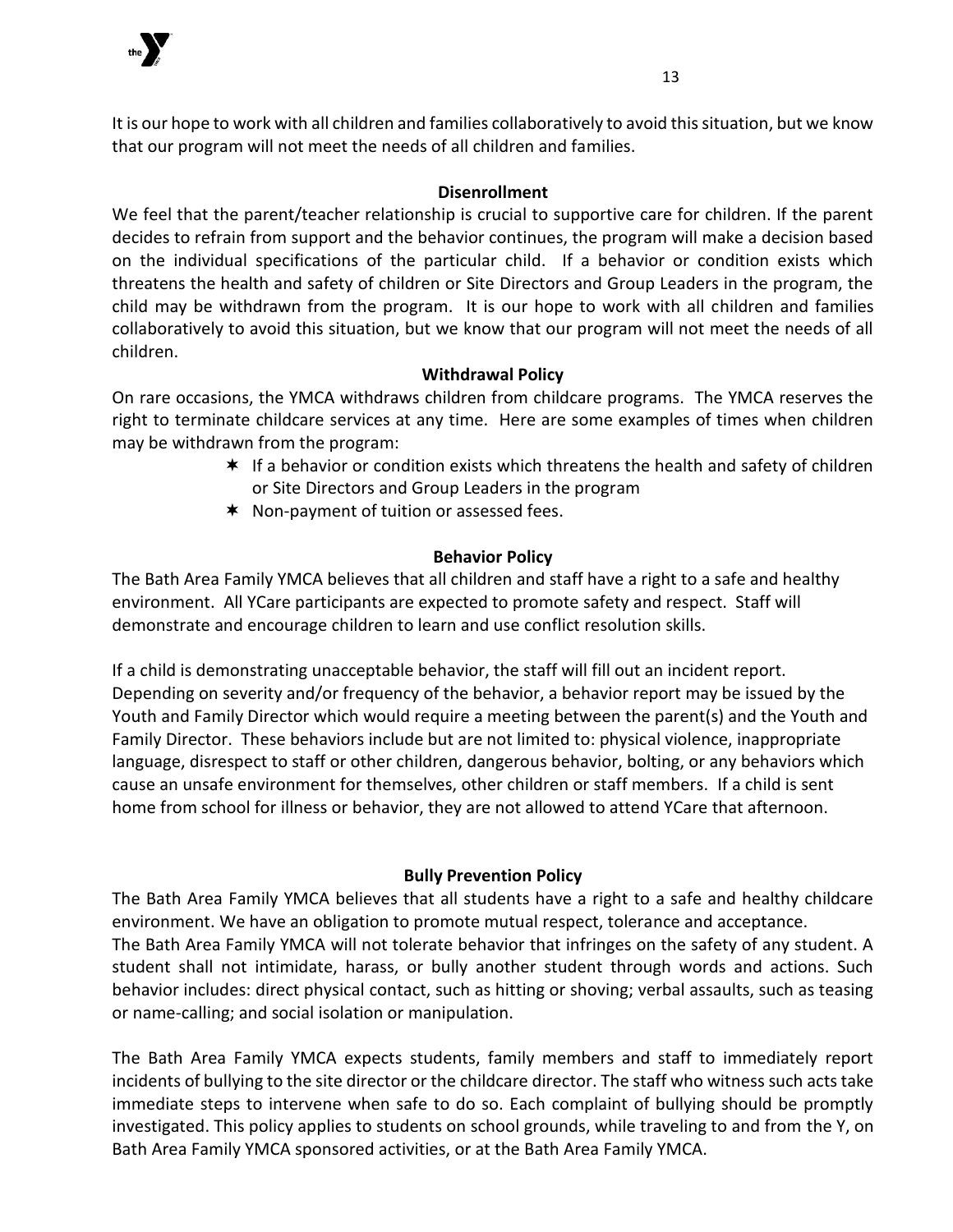It is our hope to work with all children and families collaboratively to avoid this situation, but we know that our program will not meet the needs of all children and families.

### Disenrollment

We feel that the parent/teacher relationship is crucial to supportive care for children. If the parent decides to refrain from support and the behavior continues, the program will make a decision based on the individual specifications of the particular child. If a behavior or condition exists which threatens the health and safety of children or Site Directors and Group Leaders in the program, the child may be withdrawn from the program. It is our hope to work with all children and families collaboratively to avoid this situation, but we know that our program will not meet the needs of all children.

### Withdrawal Policy

On rare occasions, the YMCA withdraws children from childcare programs. The YMCA reserves the right to terminate childcare services at any time. Here are some examples of times when children may be withdrawn from the program:

- If a behavior or condition exists which threatens the health and safety of children or Site Directors and Group Leaders in the program
- Non-payment of tuition or assessed fees.

### Behavior Policy

The Bath Area Family YMCA believes that all children and staff have a right to a safe and healthy environment. All YCare participants are expected to promote safety and respect. Staff will demonstrate and encourage children to learn and use conflict resolution skills.

If a child is demonstrating unacceptable behavior, the staff will fill out an incident report. Depending on severity and/or frequency of the behavior, a behavior report may be issued by the Youth and Family Director which would require a meeting between the parent(s) and the Youth and Family Director. These behaviors include but are not limited to: physical violence, inappropriate language, disrespect to staff or other children, dangerous behavior, bolting, or any behaviors which cause an unsafe environment for themselves, other children or staff members. If a child is sent home from school for illness or behavior, they are not allowed to attend YCare that afternoon.

### Bully Prevention Policy

The Bath Area Family YMCA believes that all students have a right to a safe and healthy childcare environment. We have an obligation to promote mutual respect, tolerance and acceptance.
The Bath Area Family YMCA will not tolerate behavior that infringes on the safety of any student. A student shall not intimidate, harass, or bully another student through words and actions. Such behavior includes: direct physical contact, such as hitting or shoving; verbal assaults, such as teasing or name-calling; and social isolation or manipulation.

The Bath Area Family YMCA expects students, family members and staff to immediately report incidents of bullying to the site director or the childcare director. The staff who witness such acts take immediate steps to intervene when safe to do so. Each complaint of bullying should be promptly investigated. This policy applies to students on school grounds, while traveling to and from the Y, on Bath Area Family YMCA sponsored activities, or at the Bath Area Family YMCA.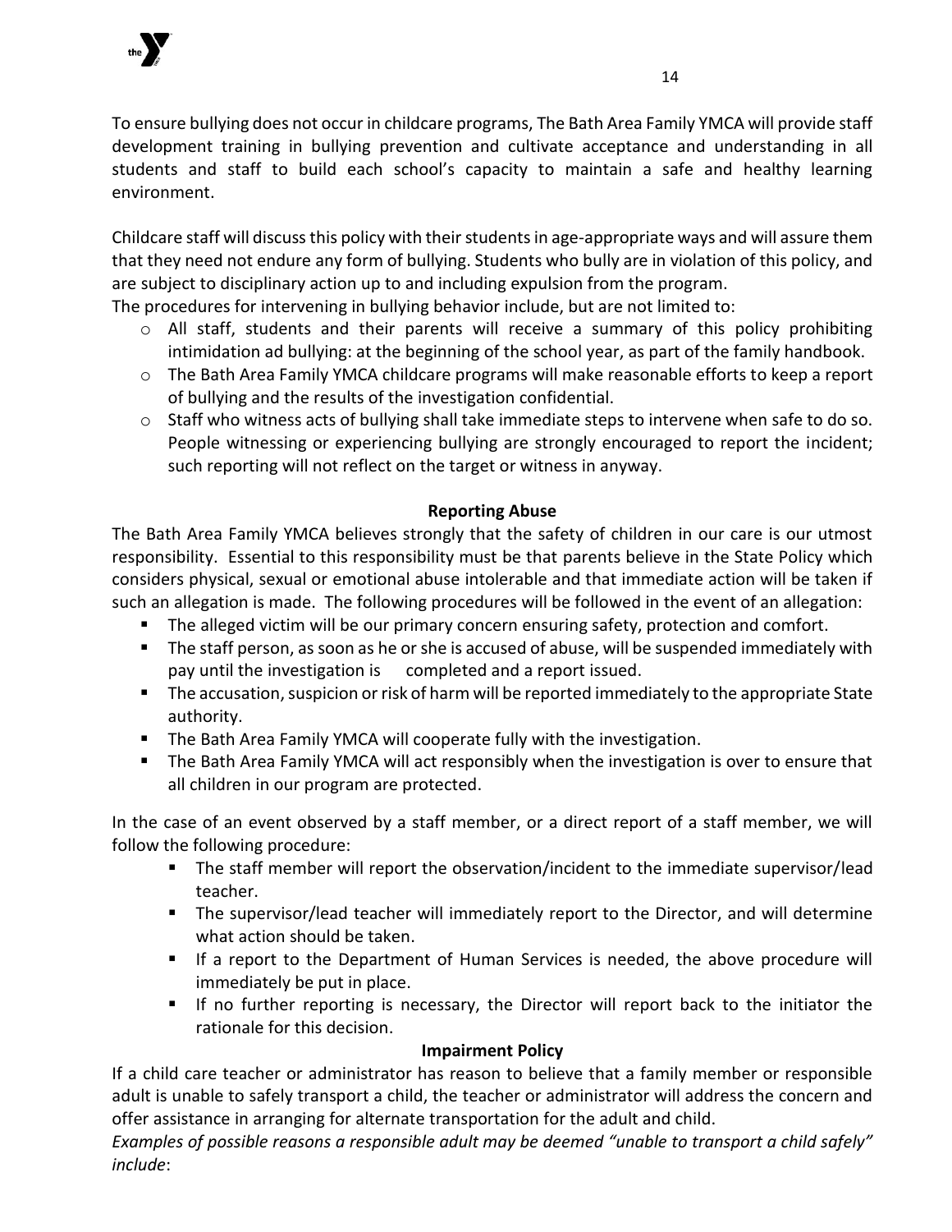To ensure bullying does not occur in childcare programs, The Bath Area Family YMCA will provide staff development training in bullying prevention and cultivate acceptance and understanding in all students and staff to build each school's capacity to maintain a safe and healthy learning environment.

Childcare staff will discuss this policy with their students in age-appropriate ways and will assure them that they need not endure any form of bullying. Students who bully are in violation of this policy, and are subject to disciplinary action up to and including expulsion from the program.
The procedures for intervening in bullying behavior include, but are not limited to:

- All staff, students and their parents will receive a summary of this policy prohibiting intimidation ad bullying: at the beginning of the school year, as part of the family handbook.
- The Bath Area Family YMCA childcare programs will make reasonable efforts to keep a report of bullying and the results of the investigation confidential.
- Staff who witness acts of bullying shall take immediate steps to intervene when safe to do so. People witnessing or experiencing bullying are strongly encouraged to report the incident; such reporting will not reflect on the target or witness in anyway.

**Reporting Abuse**

The Bath Area Family YMCA believes strongly that the safety of children in our care is our utmost responsibility. Essential to this responsibility must be that parents believe in the State Policy which considers physical, sexual or emotional abuse intolerable and that immediate action will be taken if such an allegation is made. The following procedures will be followed in the event of an allegation:

- The alleged victim will be our primary concern ensuring safety, protection and comfort.
- The staff person, as soon as he or she is accused of abuse, will be suspended immediately with pay until the investigation is completed and a report issued.
- The accusation, suspicion or risk of harm will be reported immediately to the appropriate State authority.
- The Bath Area Family YMCA will cooperate fully with the investigation.
- The Bath Area Family YMCA will act responsibly when the investigation is over to ensure that all children in our program are protected.

In the case of an event observed by a staff member, or a direct report of a staff member, we will follow the following procedure:

- The staff member will report the observation/incident to the immediate supervisor/lead teacher.
- The supervisor/lead teacher will immediately report to the Director, and will determine what action should be taken.
- If a report to the Department of Human Services is needed, the above procedure will immediately be put in place.
- If no further reporting is necessary, the Director will report back to the initiator the rationale for this decision.

**Impairment Policy**

If a child care teacher or administrator has reason to believe that a family member or responsible adult is unable to safely transport a child, the teacher or administrator will address the concern and offer assistance in arranging for alternate transportation for the adult and child.

*Examples of possible reasons a responsible adult may be deemed "unable to transport a child safely" include*: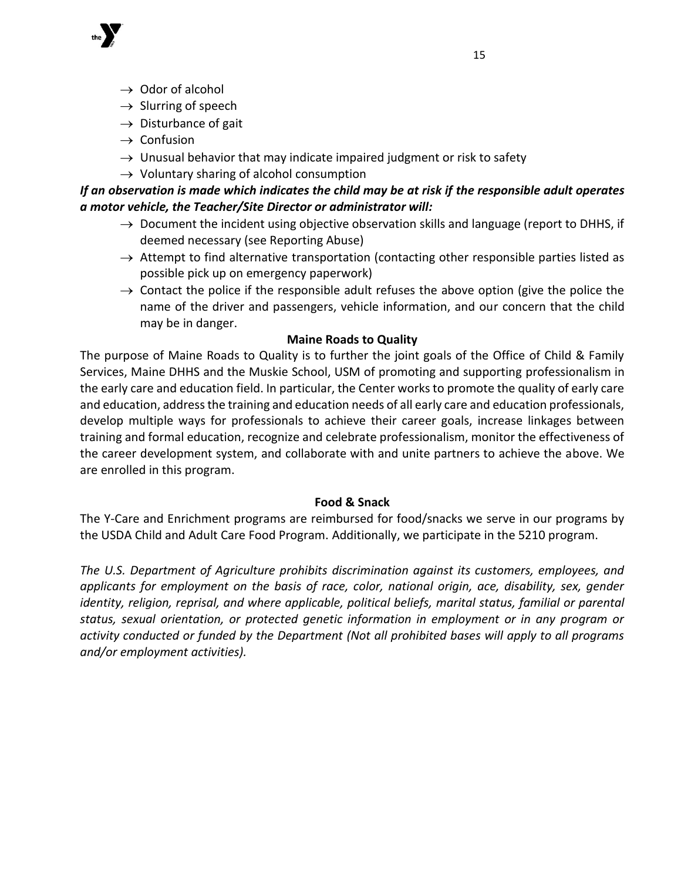- → Odor of alcohol
- → Slurring of speech
- → Disturbance of gait
- → Confusion
- → Unusual behavior that may indicate impaired judgment or risk to safety
- → Voluntary sharing of alcohol consumption

***If an observation is made which indicates the child may be at risk if the responsible adult operates a motor vehicle, the Teacher/Site Director or administrator will:***

- → Document the incident using objective observation skills and language (report to DHHS, if deemed necessary (see Reporting Abuse)
- → Attempt to find alternative transportation (contacting other responsible parties listed as possible pick up on emergency paperwork)
- → Contact the police if the responsible adult refuses the above option (give the police the name of the driver and passengers, vehicle information, and our concern that the child may be in danger.

**Maine Roads to Quality**

The purpose of Maine Roads to Quality is to further the joint goals of the Office of Child & Family Services, Maine DHHS and the Muskie School, USM of promoting and supporting professionalism in the early care and education field. In particular, the Center works to promote the quality of early care and education, address the training and education needs of all early care and education professionals, develop multiple ways for professionals to achieve their career goals, increase linkages between training and formal education, recognize and celebrate professionalism, monitor the effectiveness of the career development system, and collaborate with and unite partners to achieve the above. We are enrolled in this program.

**Food & Snack**

The Y-Care and Enrichment programs are reimbursed for food/snacks we serve in our programs by the USDA Child and Adult Care Food Program. Additionally, we participate in the 5210 program.

*The U.S. Department of Agriculture prohibits discrimination against its customers, employees, and applicants for employment on the basis of race, color, national origin, ace, disability, sex, gender identity, religion, reprisal, and where applicable, political beliefs, marital status, familial or parental status, sexual orientation, or protected genetic information in employment or in any program or activity conducted or funded by the Department (Not all prohibited bases will apply to all programs and/or employment activities).*